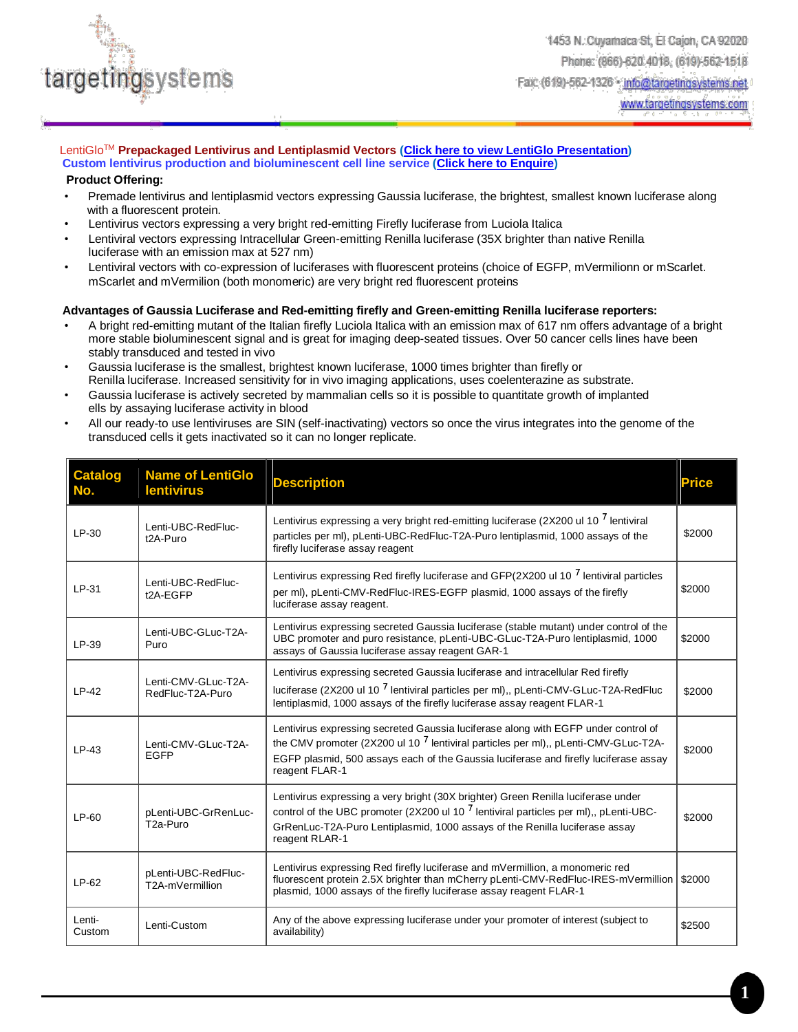targetingsystems

1453 N. Cuyamaca St, El Cajon, CA 92020
Phone: (866)-620 4018, (619)-562-1518
Fax: (619)-562-1326 • info@targetingsystems.net
www.targetingsystems.com

LentiGlo™ **Prepackaged Lentivirus and Lentiplasmid Vectors** (**Click here to view LentiGlo Presentation**)
**Custom lentivirus production and bioluminescent cell line service** (**Click here to Enquire**)

**Product Offering:**

- Premade lentivirus and lentiplasmid vectors expressing Gaussia luciferase, the brightest, smallest known luciferase along with a fluorescent protein.
- Lentivirus vectors expressing a very bright red-emitting Firefly luciferase from Luciola Italica
- Lentiviral vectors expressing Intracellular Green-emitting Renilla luciferase (35X brighter than native Renilla luciferase with an emission max at 527 nm)
- Lentiviral vectors with co-expression of luciferases with fluorescent proteins (choice of EGFP, mVermilionn or mScarlet. mScarlet and mVermilion (both monomeric) are very bright red fluorescent proteins

**Advantages of Gaussia Luciferase and Red-emitting firefly and Green-emitting Renilla luciferase reporters:**

- A bright red-emitting mutant of the Italian firefly Luciola Italica with an emission max of 617 nm offers advantage of a bright more stable bioluminescent signal and is great for imaging deep-seated tissues. Over 50 cancer cells lines have been stably transduced and tested in vivo
- Gaussia luciferase is the smallest, brightest known luciferase, 1000 times brighter than firefly or Renilla luciferase. Increased sensitivity for in vivo imaging applications, uses coelenterazine as substrate.
- Gaussia luciferase is actively secreted by mammalian cells so it is possible to quantitate growth of implanted ells by assaying luciferase activity in blood
- All our ready-to use lentiviruses are SIN (self-inactivating) vectors so once the virus integrates into the genome of the transduced cells it gets inactivated so it can no longer replicate.

| Catalog No. | Name of LentiGlo lentivirus | Description | Price |
|---|---|---|---|
| LP-30 | Lenti-UBC-RedFluc-t2A-Puro | Lentivirus expressing a very bright red-emitting luciferase (2X200 ul $10^7$ lentiviral particles per ml), pLenti-UBC-RedFluc-T2A-Puro lentiplasmid, 1000 assays of the firefly luciferase assay reagent | $2000 |
| LP-31 | Lenti-UBC-RedFluc-t2A-EGFP | Lentivirus expressing Red firefly luciferase and GFP(2X200 ul $10^7$ lentiviral particles per ml), pLenti-CMV-RedFluc-IRES-EGFP plasmid, 1000 assays of the firefly luciferase assay reagent. | $2000 |
| LP-39 | Lenti-UBC-GLuc-T2A-Puro | Lentivirus expressing secreted Gaussia luciferase (stable mutant) under control of the UBC promoter and puro resistance, pLenti-UBC-GLuc-T2A-Puro lentiplasmid, 1000 assays of Gaussia luciferase assay reagent GAR-1 | $2000 |
| LP-42 | Lenti-CMV-GLuc-T2A-RedFluc-T2A-Puro | Lentivirus expressing secreted Gaussia luciferase and intracellular Red firefly luciferase (2X200 ul $10^7$ lentiviral particles per ml),, pLenti-CMV-GLuc-T2A-RedFluc lentiplasmid, 1000 assays of the firefly luciferase assay reagent FLAR-1 | $2000 |
| LP-43 | Lenti-CMV-GLuc-T2A-EGFP | Lentivirus expressing secreted Gaussia luciferase along with EGFP under control of the CMV promoter (2X200 ul $10^7$ lentiviral particles per ml),, pLenti-CMV-GLuc-T2A-EGFP plasmid, 500 assays each of the Gaussia luciferase and firefly luciferase assay reagent FLAR-1 | $2000 |
| LP-60 | pLenti-UBC-GrRenLuc-T2a-Puro | Lentivirus expressing a very bright (30X brighter) Green Renilla luciferase under control of the UBC promoter (2X200 ul $10^7$ lentiviral particles per ml),, pLenti-UBC-GrRenLuc-T2A-Puro Lentiplasmid, 1000 assays of the Renilla luciferase assay reagent RLAR-1 | $2000 |
| LP-62 | pLenti-UBC-RedFluc-T2A-mVermillion | Lentivirus expressing Red firefly luciferase and mVermillion, a monomeric red fluorescent protein 2.5X brighter than mCherry pLenti-CMV-RedFluc-IRES-mVermillion plasmid, 1000 assays of the firefly luciferase assay reagent FLAR-1 | $2000 |
| Lenti-Custom | Lenti-Custom | Any of the above expressing luciferase under your promoter of interest (subject to availability) | $2500 |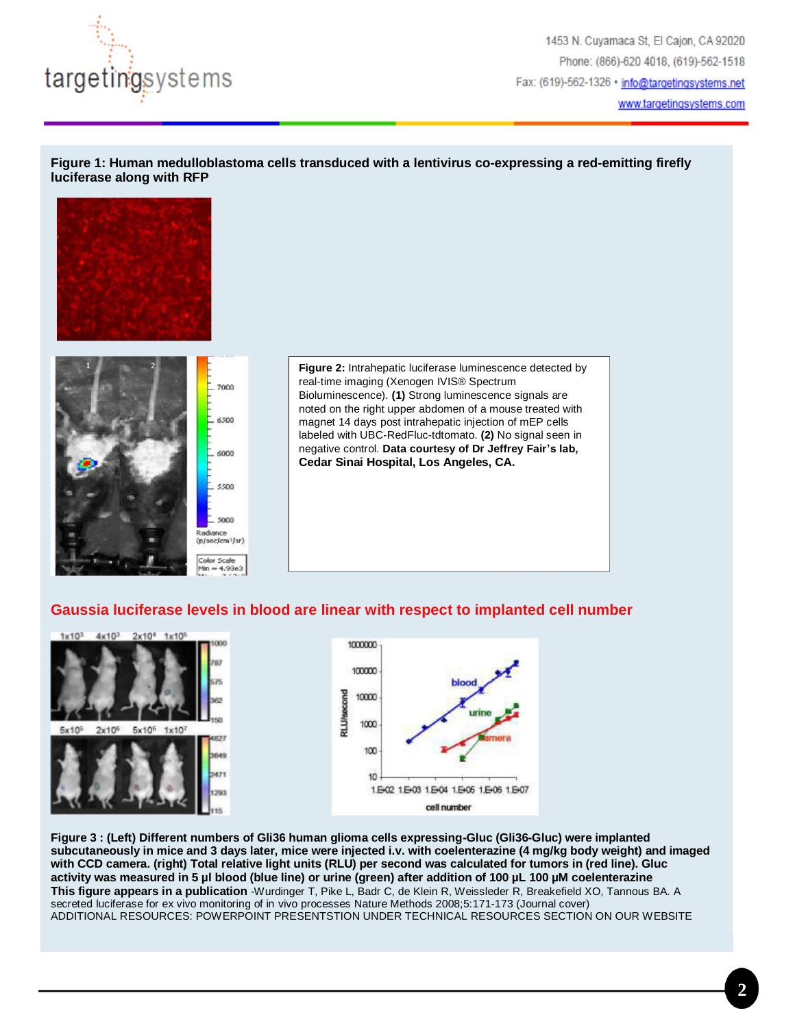**Figure 1: Human medulloblastoma cells transduced with a lentivirus co-expressing a red-emitting firefly luciferase along with RFP**

**Figure 2:** Intrahepatic luciferase luminescence detected by real-time imaging (Xenogen IVIS® Spectrum Bioluminescence). **(1)** Strong luminescence signals are noted on the right upper abdomen of a mouse treated with magnet 14 days post intrahepatic injection of mEP cells labeled with UBC-RedFluc-tdtomato. **(2)** No signal seen in negative control. **Data courtesy of Dr Jeffrey Fair's lab, Cedar Sinai Hospital, Los Angeles, CA.**

## Gaussia luciferase levels in blood are linear with respect to implanted cell number

**Figure 3 : (Left) Different numbers of Gli36 human glioma cells expressing-Gluc (Gli36-Gluc) were implanted subcutaneously in mice and 3 days later, mice were injected i.v. with coelenterazine (4 mg/kg body weight) and imaged with CCD camera. (right) Total relative light units (RLU) per second was calculated for tumors in (red line). Gluc activity was measured in 5 µl blood (blue line) or urine (green) after addition of 100 µL 100 µM coelenterazine**

**This figure appears in a publication** -Wurdinger T, Pike L, Badr C, de Klein R, Weissleder R, Breakefield XO, Tannous BA. A secreted luciferase for ex vivo monitoring of in vivo processes Nature Methods 2008;5:171-173 (Journal cover)

ADDITIONAL RESOURCES: POWERPOINT PRESENTSTION UNDER TECHNICAL RESOURCES SECTION ON OUR WEBSITE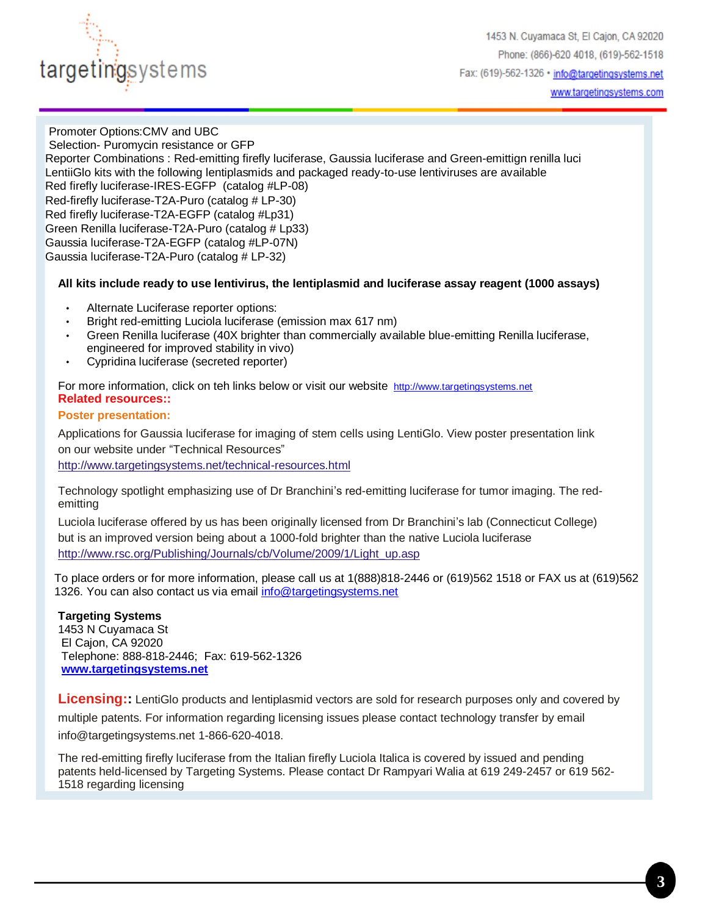Promoter Options:CMV and UBC
Selection- Puromycin resistance or GFP
Reporter Combinations : Red-emitting firefly luciferase, Gaussia luciferase and Green-emittign renilla luci
LentiiGlo kits with the following lentiplasmids and packaged ready-to-use lentiviruses are available
Red firefly luciferase-IRES-EGFP (catalog #LP-08)
Red-firefly luciferase-T2A-Puro (catalog # LP-30)
Red firefly luciferase-T2A-EGFP (catalog #Lp31)
Green Renilla luciferase-T2A-Puro (catalog # Lp33)
Gaussia luciferase-T2A-EGFP (catalog #LP-07N)
Gaussia luciferase-T2A-Puro (catalog # LP-32)

**All kits include ready to use lentivirus, the lentiplasmid and luciferase assay reagent (1000 assays)**

- Alternate Luciferase reporter options:
- Bright red-emitting Luciola luciferase (emission max 617 nm)
- Green Renilla luciferase (40X brighter than commercially available blue-emitting Renilla luciferase, engineered for improved stability in vivo)
- Cypridina luciferase (secreted reporter)

For more information, click on teh links below or visit our website http://www.targetingsystems.net

**Related resources::**

**Poster presentation:**

Applications for Gaussia luciferase for imaging of stem cells using LentiGlo. View poster presentation link on our website under "Technical Resources"
http://www.targetingsystems.net/technical-resources.html

Technology spotlight emphasizing use of Dr Branchini's red-emitting luciferase for tumor imaging. The red-emitting

Luciola luciferase offered by us has been originally licensed from Dr Branchini's lab (Connecticut College) but is an improved version being about a 1000-fold brighter than the native Luciola luciferase
http://www.rsc.org/Publishing/Journals/cb/Volume/2009/1/Light_up.asp

To place orders or for more information, please call us at 1(888)818-2446 or (619)562 1518 or FAX us at (619)562 1326. You can also contact us via email info@targetingsystems.net

**Targeting Systems**
1453 N Cuyamaca St
El Cajon, CA 92020
Telephone: 888-818-2446; Fax: 619-562-1326
**www.targetingsystems.net**

**Licensing::** LentiGlo products and lentiplasmid vectors are sold for research purposes only and covered by multiple patents. For information regarding licensing issues please contact technology transfer by email info@targetingsystems.net 1-866-620-4018.

The red-emitting firefly luciferase from the Italian firefly Luciola Italica is covered by issued and pending patents held-licensed by Targeting Systems. Please contact Dr Rampyari Walia at 619 249-2457 or 619 562-1518 regarding licensing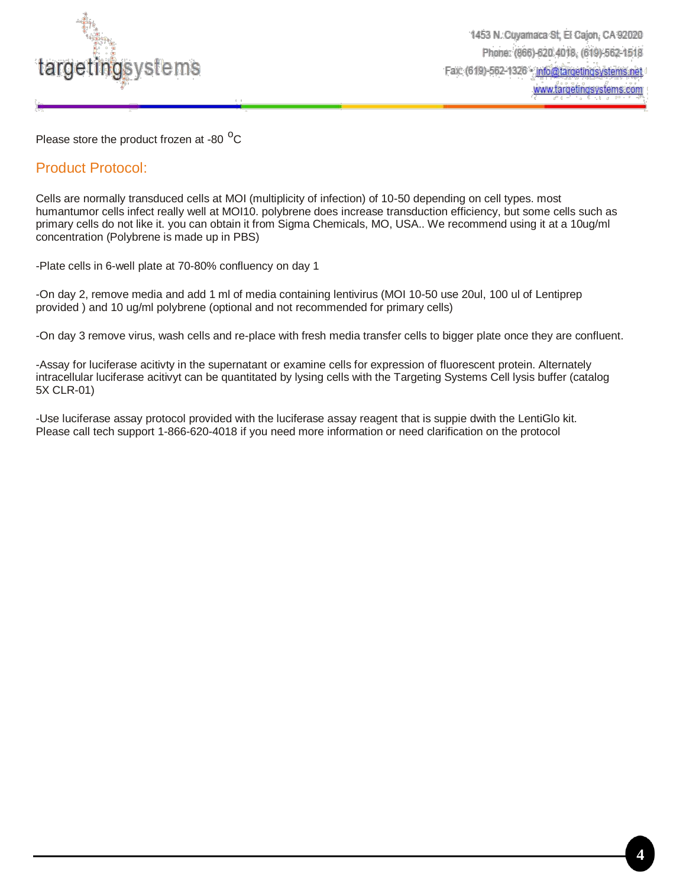Please store the product frozen at -80 $^{o}$C

## Product Protocol:

Cells are normally transduced cells at MOI (multiplicity of infection) of 10-50 depending on cell types. most humantumor cells infect really well at MOI10. polybrene does increase transduction efficiency, but some cells such as primary cells do not like it. you can obtain it from Sigma Chemicals, MO, USA.. We recommend using it at a 10ug/ml concentration (Polybrene is made up in PBS)

-Plate cells in 6-well plate at 70-80% confluency on day 1

-On day 2, remove media and add 1 ml of media containing lentivirus (MOI 10-50 use 20ul, 100 ul of Lentiprep provided ) and 10 ug/ml polybrene (optional and not recommended for primary cells)

-On day 3 remove virus, wash cells and re-place with fresh media transfer cells to bigger plate once they are confluent.

-Assay for luciferase acitivty in the supernatant or examine cells for expression of fluorescent protein. Alternately intracellular luciferase acitivyt can be quantitated by lysing cells with the Targeting Systems Cell lysis buffer (catalog 5X CLR-01)

-Use luciferase assay protocol provided with the luciferase assay reagent that is suppie dwith the LentiGlo kit. Please call tech support 1-866-620-4018 if you need more information or need clarification on the protocol